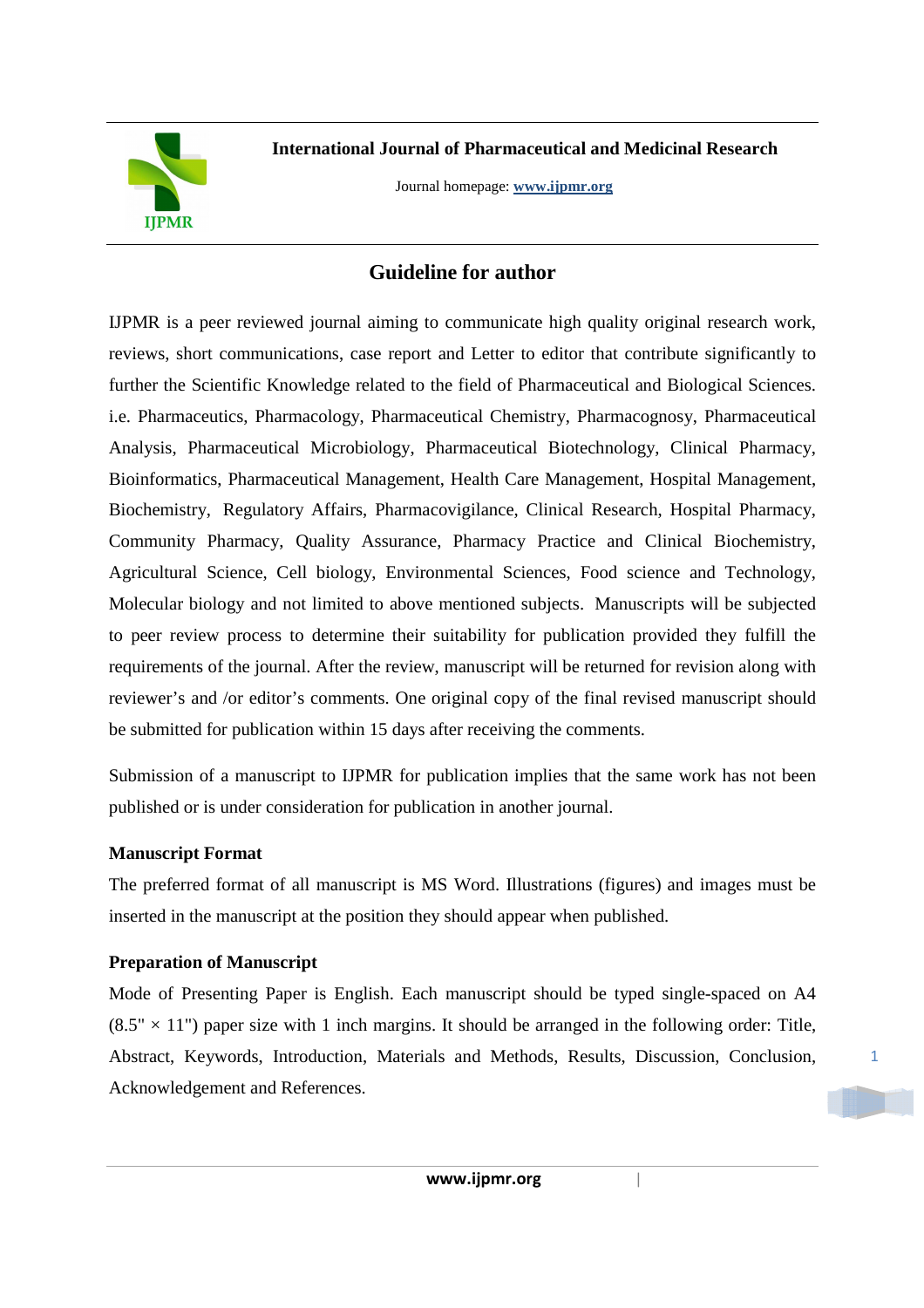**International Journal of Pharmaceutical and Medicinal Research**

Journal homepage: www.ijpmr.org

# Guideline for author

IJPMR is a peer reviewed journal aiming to communicate high quality original research work, reviews, short communications, case report and Letter to editor that contribute significantly to further the Scientific Knowledge related to the field of Pharmaceutical and Biological Sciences. i.e. Pharmaceutics, Pharmacology, Pharmaceutical Chemistry, Pharmacognosy, Pharmaceutical Analysis, Pharmaceutical Microbiology, Pharmaceutical Biotechnology, Clinical Pharmacy, Bioinformatics, Pharmaceutical Management, Health Care Management, Hospital Management, Biochemistry, Regulatory Affairs, Pharmacovigilance, Clinical Research, Hospital Pharmacy, Community Pharmacy, Quality Assurance, Pharmacy Practice and Clinical Biochemistry, Agricultural Science, Cell biology, Environmental Sciences, Food science and Technology, Molecular biology and not limited to above mentioned subjects. Manuscripts will be subjected to peer review process to determine their suitability for publication provided they fulfill the requirements of the journal. After the review, manuscript will be returned for revision along with reviewer's and /or editor's comments. One original copy of the final revised manuscript should be submitted for publication within 15 days after receiving the comments.

Submission of a manuscript to IJPMR for publication implies that the same work has not been published or is under consideration for publication in another journal.

**Manuscript Format**

The preferred format of all manuscript is MS Word. Illustrations (figures) and images must be inserted in the manuscript at the position they should appear when published.

**Preparation of Manuscript**

Mode of Presenting Paper is English. Each manuscript should be typed single-spaced on A4 (8.5" × 11") paper size with 1 inch margins. It should be arranged in the following order: Title, Abstract, Keywords, Introduction, Materials and Methods, Results, Discussion, Conclusion, Acknowledgement and References.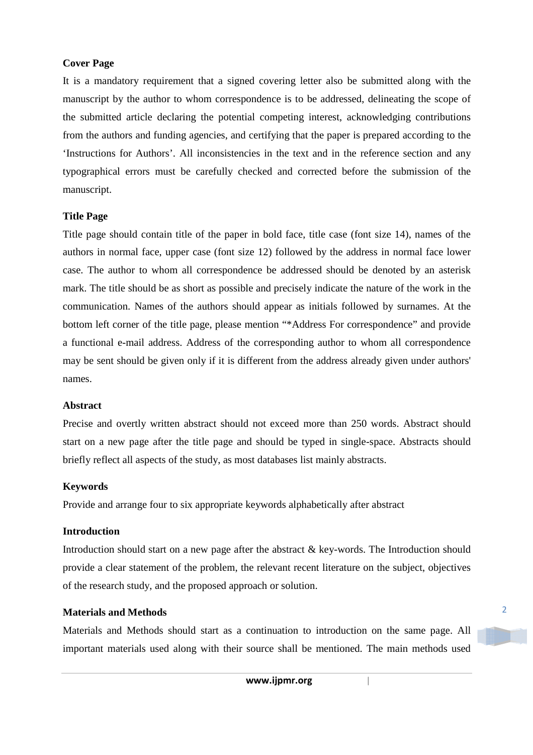**Cover Page**

It is a mandatory requirement that a signed covering letter also be submitted along with the manuscript by the author to whom correspondence is to be addressed, delineating the scope of the submitted article declaring the potential competing interest, acknowledging contributions from the authors and funding agencies, and certifying that the paper is prepared according to the 'Instructions for Authors'. All inconsistencies in the text and in the reference section and any typographical errors must be carefully checked and corrected before the submission of the manuscript.

**Title Page**

Title page should contain title of the paper in bold face, title case (font size 14), names of the authors in normal face, upper case (font size 12) followed by the address in normal face lower case. The author to whom all correspondence be addressed should be denoted by an asterisk mark. The title should be as short as possible and precisely indicate the nature of the work in the communication. Names of the authors should appear as initials followed by surnames. At the bottom left corner of the title page, please mention "*Address For correspondence" and provide a functional e-mail address. Address of the corresponding author to whom all correspondence may be sent should be given only if it is different from the address already given under authors' names.

**Abstract**

Precise and overtly written abstract should not exceed more than 250 words. Abstract should start on a new page after the title page and should be typed in single-space. Abstracts should briefly reflect all aspects of the study, as most databases list mainly abstracts.

**Keywords**

Provide and arrange four to six appropriate keywords alphabetically after abstract

**Introduction**

Introduction should start on a new page after the abstract & key-words. The Introduction should provide a clear statement of the problem, the relevant recent literature on the subject, objectives of the research study, and the proposed approach or solution.

**Materials and Methods**

Materials and Methods should start as a continuation to introduction on the same page. All important materials used along with their source shall be mentioned. The main methods used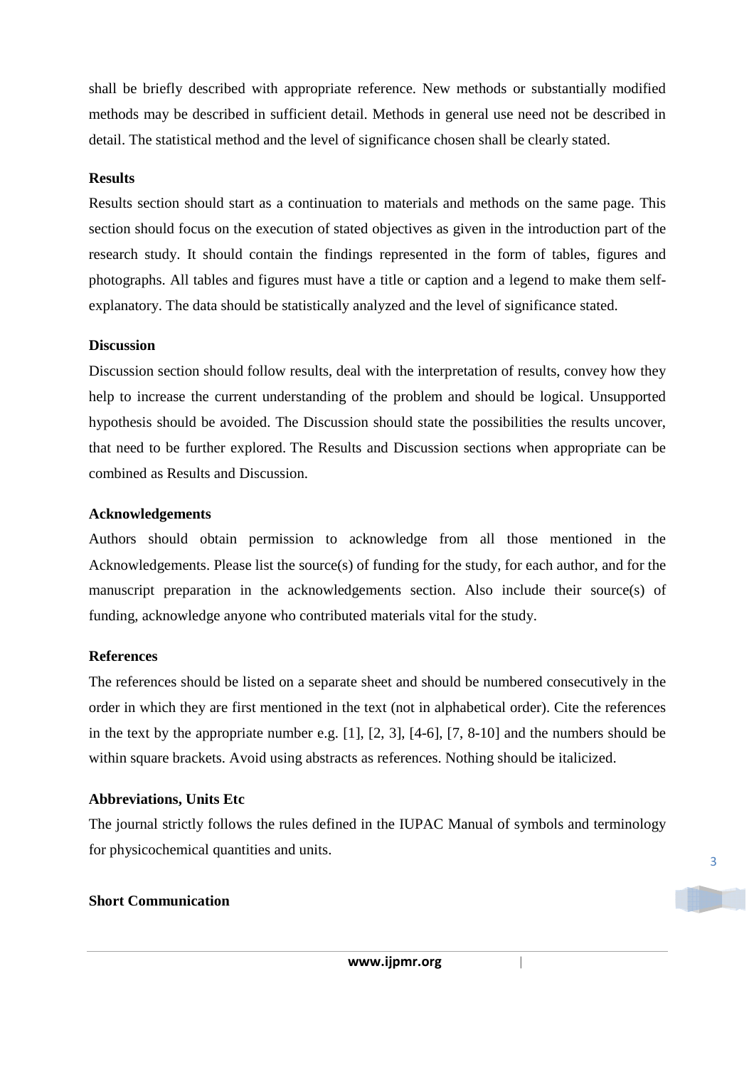shall be briefly described with appropriate reference. New methods or substantially modified methods may be described in sufficient detail. Methods in general use need not be described in detail. The statistical method and the level of significance chosen shall be clearly stated.

**Results**

Results section should start as a continuation to materials and methods on the same page. This section should focus on the execution of stated objectives as given in the introduction part of the research study. It should contain the findings represented in the form of tables, figures and photographs. All tables and figures must have a title or caption and a legend to make them self-explanatory. The data should be statistically analyzed and the level of significance stated.

**Discussion**

Discussion section should follow results, deal with the interpretation of results, convey how they help to increase the current understanding of the problem and should be logical. Unsupported hypothesis should be avoided. The Discussion should state the possibilities the results uncover, that need to be further explored. The Results and Discussion sections when appropriate can be combined as Results and Discussion.

**Acknowledgements**

Authors should obtain permission to acknowledge from all those mentioned in the Acknowledgements. Please list the source(s) of funding for the study, for each author, and for the manuscript preparation in the acknowledgements section. Also include their source(s) of funding, acknowledge anyone who contributed materials vital for the study.

**References**

The references should be listed on a separate sheet and should be numbered consecutively in the order in which they are first mentioned in the text (not in alphabetical order). Cite the references in the text by the appropriate number e.g. [1], [2, 3], [4-6], [7, 8-10] and the numbers should be within square brackets. Avoid using abstracts as references. Nothing should be italicized.

**Abbreviations, Units Etc**

The journal strictly follows the rules defined in the IUPAC Manual of symbols and terminology for physicochemical quantities and units.

**Short Communication**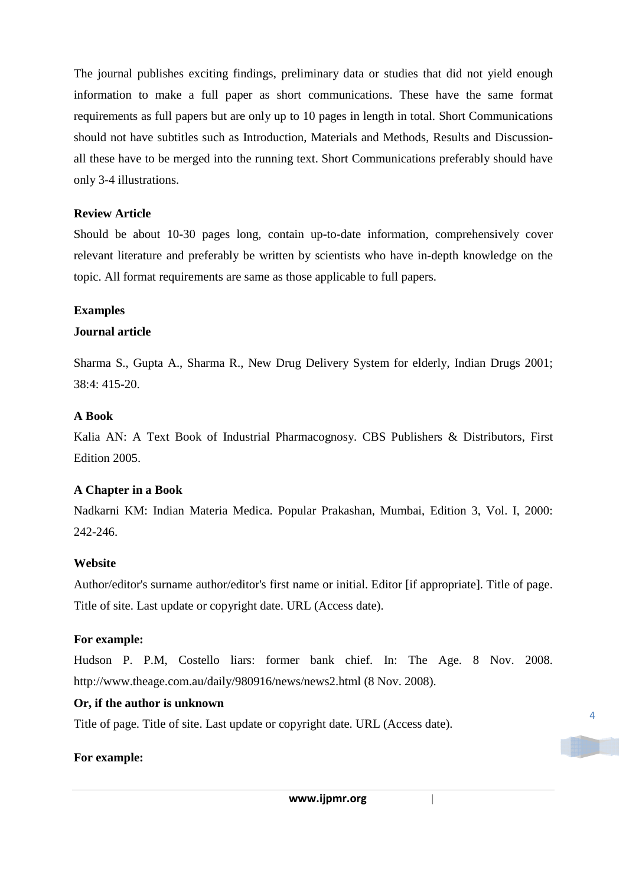The journal publishes exciting findings, preliminary data or studies that did not yield enough information to make a full paper as short communications. These have the same format requirements as full papers but are only up to 10 pages in length in total. Short Communications should not have subtitles such as Introduction, Materials and Methods, Results and Discussion-all these have to be merged into the running text. Short Communications preferably should have only 3-4 illustrations.

**Review Article**

Should be about 10-30 pages long, contain up-to-date information, comprehensively cover relevant literature and preferably be written by scientists who have in-depth knowledge on the topic. All format requirements are same as those applicable to full papers.

**Examples**

**Journal article**

Sharma S., Gupta A., Sharma R., New Drug Delivery System for elderly, Indian Drugs 2001; 38:4: 415-20.

**A Book**

Kalia AN: A Text Book of Industrial Pharmacognosy. CBS Publishers & Distributors, First Edition 2005.

**A Chapter in a Book**

Nadkarni KM: Indian Materia Medica. Popular Prakashan, Mumbai, Edition 3, Vol. I, 2000: 242-246.

**Website**

Author/editor's surname author/editor's first name or initial. Editor [if appropriate]. Title of page. Title of site. Last update or copyright date. URL (Access date).

**For example:**

Hudson P. P.M, Costello liars: former bank chief. In: The Age. 8 Nov. 2008. http://www.theage.com.au/daily/980916/news/news2.html (8 Nov. 2008).

**Or, if the author is unknown**

Title of page. Title of site. Last update or copyright date. URL (Access date).

**For example:**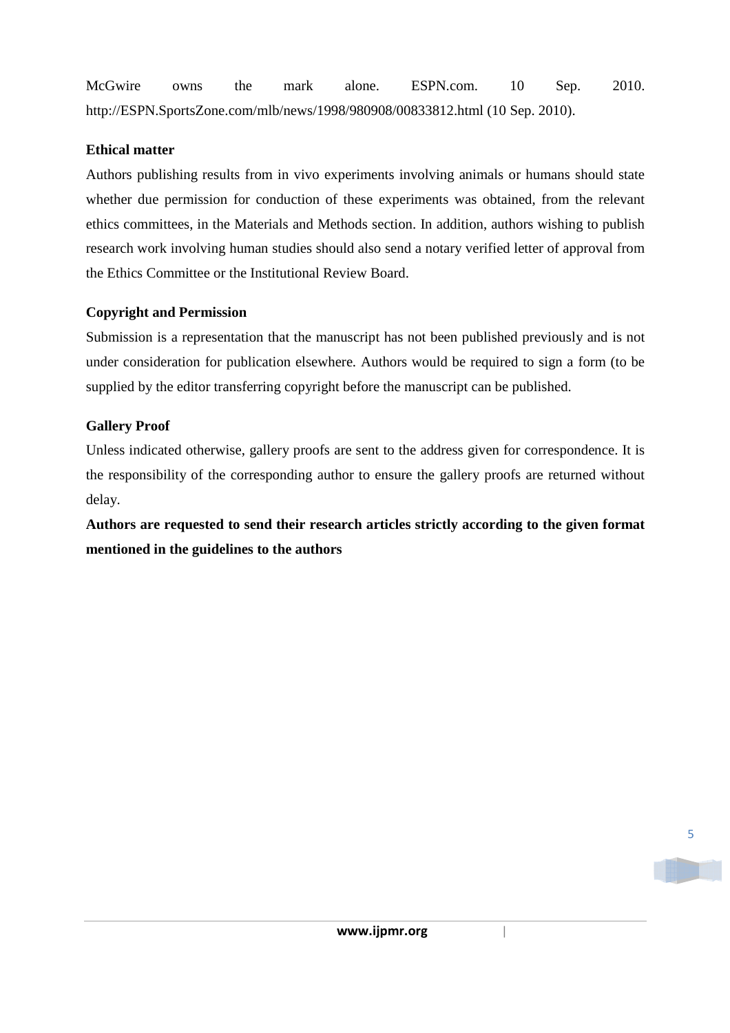McGwire owns the mark alone. ESPN.com. 10 Sep. 2010. http://ESPN.SportsZone.com/mlb/news/1998/980908/00833812.html (10 Sep. 2010).

**Ethical matter**

Authors publishing results from in vivo experiments involving animals or humans should state whether due permission for conduction of these experiments was obtained, from the relevant ethics committees, in the Materials and Methods section. In addition, authors wishing to publish research work involving human studies should also send a notary verified letter of approval from the Ethics Committee or the Institutional Review Board.

**Copyright and Permission**

Submission is a representation that the manuscript has not been published previously and is not under consideration for publication elsewhere. Authors would be required to sign a form (to be supplied by the editor transferring copyright before the manuscript can be published.

**Gallery Proof**

Unless indicated otherwise, gallery proofs are sent to the address given for correspondence. It is the responsibility of the corresponding author to ensure the gallery proofs are returned without delay.

**Authors are requested to send their research articles strictly according to the given format mentioned in the guidelines to the authors**